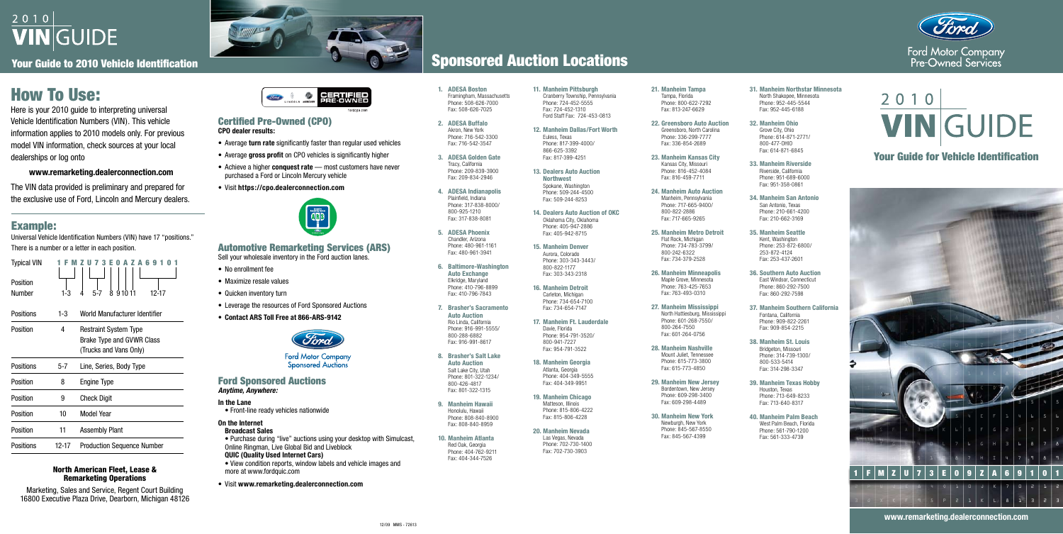# 2010 VIN GUIDE

## Your Guide to 2010 Vehicle Identification

# How To Use:

Here is your 2010 guide to interpreting universal Vehicle Identification Numbers (VIN). This vehicle information applies to 2010 models only. For previous model VIN information, check sources at your local dealerships or log onto

**www.remarketing.dealerconnection.com**

The VIN data provided is preliminary and prepared for the exclusive use of Ford, Lincoln and Mercury dealers.

## Example:

Universal Vehicle Identification Numbers (VIN) have 17 "positions." There is a number or a letter in each position.

| Typical VIN | 1 F M | Z | U 7 3 | E | 0 | A | Z | A 6 9 1 0 1 |
|---|---|---|---|---|---|---|---|---|
| Position Number | 1-3 | 4 | 5-7 | 8 | 9 | 10 | 11 | 12-17 |

| Positions | Description |
|---|---|
| Positions 1-3 | World Manufacturer Identifier |
| Position 4 | Restraint System Type; Brake Type and GVWR Class (Trucks and Vans Only) |
| Positions 5-7 | Line, Series, Body Type |
| Position 8 | Engine Type |
| Position 9 | Check Digit |
| Position 10 | Model Year |
| Position 11 | Assembly Plant |
| Positions 12-17 | Production Sequence Number |

**North American Fleet, Lease & Remarketing Operations**

Marketing, Sales and Service, Regent Court Building
16800 Executive Plaza Drive, Dearborn, Michigan 48126

## Certified Pre-Owned (CPO)

**CPO dealer results:**

- Average **turn rate** significantly faster than regular used vehicles
- Average **gross profit** on CPO vehicles is significantly higher
- Achieve a higher **conquest rate** — most customers have never purchased a Ford or Lincoln Mercury vehicle
- Visit **https://cpo.dealerconnection.com**

## Automotive Remarketing Services (ARS)

Sell your wholesale inventory in the Ford auction lanes.

- No enrollment fee
- Maximize resale values
- Quicken inventory turn
- Leverage the resources of Ford Sponsored Auctions
- **Contact ARS Toll Free at 866-ARS-9142**

Ford Motor Company Sponsored Auctions

## Ford Sponsored Auctions

***Anytime, Anywhere:***

**In the Lane**
- Front-line ready vehicles nationwide

**On the Internet**

**Broadcast Sales**
- Purchase during "live" auctions using your desktop with Simulcast, Online Ringman, Live Global Bid and Liveblock

**QUIC (Quality Used Internet Cars)**
- View condition reports, window labels and vehicle images and more at www.fordquic.com

- Visit **www.remarketing.dealerconnection.com**

# Sponsored Auction Locations

1. **ADESA Boston** Framingham, Massachusetts Phone: 508-626-7000 Fax: 508-626-7025
2. **ADESA Buffalo** Akron, New York Phone: 716-542-3300 Fax: 716-542-3547
3. **ADESA Golden Gate** Tracy, California Phone: 209-839-3900 Fax: 209-834-2846
4. **ADESA Indianapolis** Plainfield, Indiana Phone: 317-838-8000/ 800-925-1210 Fax: 317-838-8081
5. **ADESA Phoenix** Chandler, Arizona Phone: 480-961-1161 Fax: 480-961-3941
6. **Baltimore-Washington Auto Exchange** Elkridge, Maryland Phone: 410-796-8899 Fax: 410-796-7843
7. **Brasher's Sacramento Auto Auction** Rio Linda, California Phone: 916-991-5555/ 800-288-6882 Fax: 916-991-8617
8. **Brasher's Salt Lake Auto Auction** Salt Lake City, Utah Phone: 801-322-1234/ 800-426-4817 Fax: 801-322-1315
9. **Manheim Hawaii** Honolulu, Hawaii Phone: 808-840-8900 Fax: 808-840-8959
10. **Manheim Atlanta** Red Oak, Georgia Phone: 404-762-9211 Fax: 404-344-7526
11. **Manheim Pittsburgh** Cranberry Township, Pennsylvania Phone: 724-452-5555 Fax: 724-452-1310 Ford Staff Fax: 724-453-0813
12. **Manheim Dallas/Fort Worth** Euless, Texas Phone: 817-399-4000/ 866-625-3392 Fax: 817-399-4251
13. **Dealers Auto Auction Northwest** Spokane, Washington Phone: 509-244-4500 Fax: 509-244-8253
14. **Dealers Auto Auction of OKC** Oklahoma City, Oklahoma Phone: 405-947-2886 Fax: 405-942-8715
15. **Manheim Denver** Aurora, Colorado Phone: 303-343-3443/ 800-822-1177 Fax: 303-343-2318
16. **Manheim Detroit** Carleton, Michigan Phone: 734-654-7100 Fax: 734-654-7147
17. **Manheim Ft. Lauderdale** Davie, Florida Phone: 954-791-3520/ 800-941-7227 Fax: 954-791-3522
18. **Manheim Georgia** Atlanta, Georgia Phone: 404-349-5555 Fax: 404-349-9951
19. **Manheim Chicago** Matteson, Illinois Phone: 815-806-4222 Fax: 815-806-4228
20. **Manheim Nevada** Las Vegas, Nevada Phone: 702-730-1400 Fax: 702-730-3903
21. **Manheim Tampa** Tampa, Florida Phone: 800-622-7292 Fax: 813-247-6629
22. **Greensboro Auto Auction** Greensboro, North Carolina Phone: 336-299-7777 Fax: 336-854-2689
23. **Manheim Kansas City** Kansas City, Missouri Phone: 816-452-4084 Fax: 816-459-7711
24. **Manheim Auto Auction** Manheim, Pennsylvania Phone: 717-665-9400/ 800-822-2886 Fax: 717-665-9265
25. **Manheim Metro Detroit** Flat Rock, Michigan Phone: 734-783-3799/ 800-242-6322 Fax: 734-379-2528
26. **Manheim Minneapolis** Maple Grove, Minnesota Phone: 763-425-7653 Fax: 763-493-0310
27. **Manheim Mississippi** North Hattiesburg, Mississippi Phone: 601-268-7550/ 800-264-7550 Fax: 601-264-0756
28. **Manheim Nashville** Mount Juliet, Tennessee Phone: 615-773-3800 Fax: 615-773-4850
29. **Manheim New Jersey** Bordentown, New Jersey Phone: 609-298-3400 Fax: 609-298-4489
30. **Manheim New York** Newburgh, New York Phone: 845-567-8550 Fax: 845-567-4399
31. **Manheim Northstar Minnesota** North Shakopee, Minnesota Phone: 952-445-5544 Fax: 952-445-6188
32. **Manheim Ohio** Grove City, Ohio Phone: 614-871-2771/ 800-477-OHIO Fax: 614-871-6845
33. **Manheim Riverside** Riverside, California Phone: 951-689-6000 Fax: 951-358-0861
34. **Manheim San Antonio** San Antonio, Texas Phone: 210-661-4200 Fax: 210-662-3169
35. **Manheim Seattle** Kent, Washington Phone: 253-872-6800/ 253-872-4124 Fax: 253-437-2601
36. **Southern Auto Auction** East Windsor, Connecticut Phone: 860-292-7500 Fax: 860-292-7598
37. **Manheim Southern California** Fontana, California Phone: 909-822-2261 Fax: 909-854-2215
38. **Manheim St. Louis** Bridgeton, Missouri Phone: 314-739-1300/ 800-533-5414 Fax: 314-298-3347
39. **Manheim Texas Hobby** Houston, Texas Phone: 713-649-8233 Fax: 713-640-8317
40. **Manheim Palm Beach** West Palm Beach, Florida Phone: 561-790-1200 Fax: 561-333-4739

12/09 MMS - 72613

Ford Motor Company Pre-Owned Services

# 2010 VIN GUIDE

## Your Guide for Vehicle Identification

1 F M Z U 7 3 E 0 9 Z A 6 9 1 0 1

**www.remarketing.dealerconnection.com**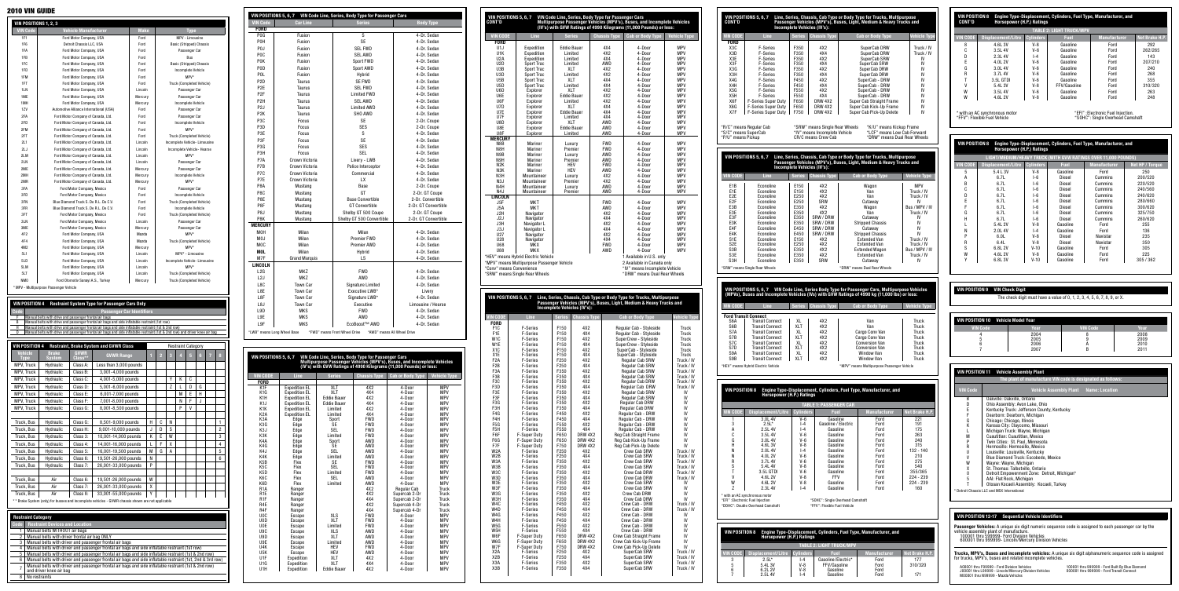# 2010 VIN GUIDE

## VIN POSITIONS 1, 2, 3

| VIN Code | Vehicle Manufacturer | Make | Type |
|---|---|---|---|
| 1F1 | Ford Motor Company, USA | Ford | MPV - Limousine |
| 1F6 | Detroit Chassis LLC, USA | Ford | Basic (Stripped) Chassis |
| 1FA | Ford Motor Company, USA | Ford | Passenger Car |
| 1FB | Ford Motor Company, USA | Ford | Bus |
| 1FC | Ford Motor Company, USA | Ford | Basic (Stripped) Chassis |
| 1FD | Ford Motor Company, USA | Ford | Incomplete Vehicle |
| 1FM | Ford Motor Company, USA | Ford | MPV* |
| 1FT | Ford Motor Company, USA | Ford | Truck (Completed Vehicle) |
| 1LN | Ford Motor Company, USA | Lincoln | Passenger Car |
| 1ME | Ford Motor Company, USA | Mercury | Passenger Car |
| 1MH | Ford Motor Company, USA | Mercury | Incomplete Vehicle |
| 1ZV | Automotive Alliance International (USA) | Ford | Passenger Car |
| 2FA | Ford Motor Company of Canada, Ltd. | Ford | Passenger Car |
| 2FD | Ford Motor Company of Canada, Ltd. | Ford | Incomplete Vehicle |
| 2FM | Ford Motor Company of Canada, Ltd. | Ford | MPV* |
| 2FT | Ford Motor Company of Canada, Ltd. | Ford | Truck (Completed Vehicle) |
| 2L1 | Ford Motor Company of Canada, Ltd. | Lincoln | Incomplete Vehicle - Limousine |
| 2LJ | Ford Motor Company of Canada, Ltd. | Lincoln | Incomplete Vehicle - Hearse |
| 2LM | Ford Motor Company of Canada, Ltd. | Lincoln | MPV* |
| 2LN | Ford Motor Company of Canada, Ltd. | Lincoln | Passenger Car |
| 2ME | Ford Motor Company of Canada, Ltd. | Mercury | Passenger Car |
| 2MH | Ford Motor Company of Canada, Ltd. | Mercury | Incomplete Vehicle |
| 2MR | Ford Motor Company of Canada, Ltd. | Mercury | MPV* |
| 3FA | Ford Motor Company, Mexico | Ford | Passenger Car |
| 3FD | Ford Motor Company, Mexico | Ford | Incomplete Vehicle |
| 3FE | Blue Diamond Truck S. De R.L. De C.V. | Ford | Truck (Completed Vehicle) |
| 3FR | Blue Diamond Truck S. De R.L. De C.V. | Ford | Incomplete Vehicle |
| 3FT | Ford Motor Company, Mexico | Ford | Truck (Completed Vehicle) |
| 3LN | Ford Motor Company, Mexico | Lincoln | Passenger Car |
| 3ME | Ford Motor Company, Mexico | Mercury | Passenger Car |
| 4F2 | Ford Motor Company, USA | Mazda | MPV* |
| 4F4 | Ford Motor Company, USA | Mazda | Truck (Completed Vehicle) |
| 4M2 | Ford Motor Company, USA | Mercury | MPV* |
| 5L1 | Ford Motor Company, USA | Lincoln | MPV* - Limousine |
| 5LD | Ford Motor Company, USA | Lincoln | Incomplete Vehicle - Limousine |
| 5LM | Ford Motor Company, USA | Lincoln | MPV* |
| 5LT | Ford Motor Company, USA | Lincoln | Truck (Completed Vehicle) |
| NM0 | Ford Otomotiv Sanayi A.S., Turkey | Ford | Truck (Completed Vehicle) |

\* MPV - Multipurpose Passenger Vehicle

## VIN POSITION 4 Restraint System Type for Passenger Cars Only

| Code | Passenger Car Identifiers |
|---|---|
| B | Manual belts with drive and passenger frontal air bags |
| C | Manual belts with drive and passenger frontal air bags and side inflatable restraint (1st row) |
| H | Manual belts with drive and passenger frontal air bags and side inflatable restraint (1st & 2nd row) |
| J | Manual belts with drive and passenger frontal air bags and side inflatable restraint (1st & 2nd row) and driver knee air bag |

## VIN POSITION 4 Restraint, Brake System and GVWR Class

| Vehicle Type | Brake System | GVWR Class* | GVWR Range | Restraint Category | | | | | | | |
|---|---|---|---|---|---|---|---|---|---|---|---|
| | | | | 1 | 2 | 3 | 4 | 5 | 6 | 7 | 8 |
| MPV, Truck | Hydraulic | Class A | Less than 3,000 pounds | | | | | | | | |
| MPV, Truck | Hydraulic | Class B | 3,001-4,000 pounds | | | | | | | | |
| MPV, Truck | Hydraulic | Class C | 4,001-5,000 pounds | | | | Y | K | C | | |
| MPV, Truck | Hydraulic | Class D | 5,001-6,000 pounds | | | Z | L | | D | G | |
| MPV, Truck | Hydraulic | Class E | 6,001-7,000 pounds | | | | | M | E | H | |
| MPV, Truck | Hydraulic | Class F | 7,001-8,000 pounds | | | | | N | F | J | |
| MPV, Truck | Hydraulic | Class G | 8,001-8,500 pounds | | | | P | V | | | |
| Truck, Bus | Hydraulic | Class G | 8,501-9,000 pounds | H | C | N | | | | | 5 |
| Truck, Bus | Hydraulic | Class H | 9,001-10,000 pounds | J | D | S | | | | | 2 |
| Truck, Bus | Hydraulic | Class 3 | 10,001-14,000 pounds | K | E | W | | | | | 5 |
| Truck, Bus | Hydraulic | Class 4 | 14,001-16,000 pounds | L | F | X | | | | | 4 |
| Truck, Bus | Hydraulic | Class 5 | 16,001-19,500 pounds | M | G | A | | | | | 5 |
| Truck, Bus | Hydraulic | Class 6 | 19,501-26,000 pounds | N | | | | | | | 6 |
| Truck, Bus | Hydraulic | Class 7 | 26,001-33,000 pounds | P | | | | | | | |
| Truck, Bus | Air | Class 6 | 19,501-26,000 pounds | W | | | | | | | |
| Truck, Bus | Air | Class 7 | 26,001-33,000 pounds | X | | | | | | | |
| Truck, Bus | Air | Class 8 | 33,001-55,000 pounds | Y | | | | | | | |

\* Brake System (only) for busses and incomplete vehicles - GVWR classes shown are not applicable

## Restraint Category

| Code | Restraint Devices and Location |
|---|---|
| 1 | Manual belts WITHOUT air bags |
| 2 | Manual belts with driver frontal air bag ONLY |
| 3 | Manual belts with driver and passenger frontal air bags |
| 4 | Manual belts with driver and passenger frontal air bags and side inflatable restraint (1st row) |
| 5 | Manual belts with driver and passenger frontal air bags and side inflatable restraint (1st & 2nd row) |
| 6 | Manual belts with driver and passenger frontal air bags and side inflatable restraint (1st, 2nd & 3rd row) |
| 7 | Manual belts with driver and passenger frontal air bags and side inflatable restraint (1st & 2nd row) and driver knee air bag |
| 8 | No restraints |

## VIN POSITIONS 5, 6, 7 VIN Code Line, Series, Body Type for Passenger Cars

| VIN Code | Car Line | Series | Body Type |
|---|---|---|---|
| **FORD** | | | |
| P0G | Fusion | S | 4-Dr. Sedan |
| P0H | Fusion | SE | 4-Dr. Sedan |
| P0J | Fusion | SEL | 4-Dr. Sedan |
| P0C | Fusion | SEL AWD | 4-Dr. Sedan |
| P0K | Fusion | Sport FWD | 4-Dr. Sedan |
| P0D | Fusion | Sport AWD | 4-Dr. Sedan |
| P0L | Fusion | Hybrid | 4-Dr. Sedan |
| P2D | Taurus | SE FWD | 4-Dr. Sedan |
| P2E | Taurus | SEL FWD | 4-Dr. Sedan |
| P2F | Taurus | Limited FWD | 4-Dr. Sedan |
| P2H | Taurus | SEL AWD | 4-Dr. Sedan |
| P2J | Taurus | Limited AWD | 4-Dr. Sedan |
| P2K | Taurus | SHO AWD | 4-Dr. Sedan |
| P3C | Focus | SE | 2-Dr. Coupe |
| P3D | Focus | SES | 2-Dr. Coupe |
| P3E | Focus | S | 4-Dr. Sedan |
| P3F | Focus | SE | 4-Dr. Sedan |
| P3G | Focus | SES | 4-Dr. Sedan |
| P3H | Focus | SEL | 4-Dr. Sedan |
| P7A | Crown Victoria | Livery - LWB | 4-Dr. Sedan |
| P7B | Crown Victoria | Police Interceptor | 4-Dr. Sedan |
| P7C | Crown Victoria | Commercial | 4-Dr. Sedan |
| P7E | Crown Victoria | LX | 4-Dr. Sedan |
| P8A | Mustang | Base | 2-Dr. Coupe |
| P8C | Mustang | GT | 2-Dr. GT Coupe |
| P8E | Mustang | Base Convertible | 2-Dr. Convertible |
| P8F | Mustang | GT Convertible | 2-Dr. GT Convertible |
| P8J | Mustang | Shelby GT 500 Coupe | 2-Dr. GT Coupe |
| P8K | Mustang | Shelby GT 500 Convertible | 2-Dr. GT Convertible |
| **MERCURY** | | | |
| M0H | Milan | Milan | 4-Dr. Sedan |
| M0J | Milan | Premier FWD | 4-Dr. Sedan |
| M0C | Milan | Premier AWD | 4-Dr. Sedan |
| M0L | Milan | Hybrid | 4-Dr. Sedan |
| M7F | Grand Marquis | LS | 4-Dr. Sedan |
| **LINCOLN** | | | |
| L2G | MKZ | FWD | 4-Dr. Sedan |
| L2J | MKZ | AWD | 4-Dr. Sedan |
| L8C | Town Car | Signature Limited | 4-Dr. Sedan |
| L8E | Town Car | Executive LWB* | Livery |
| L8F | Town Car | Signature LWB* | 4-Dr. Sedan |
| L8J | Town Car | Executive | Limousine / Hearse |
| L9D | MKS | FWD | 4-Dr. Sedan |
| L9E | MKS | AWD | 4-Dr. Sedan |
| L9H | MKS | EcoBoost™ AWD | 4-Dr. Sedan |

"*LWB" means Long Wheel Base "FWD" means Front Wheel Drive "AWD" means All Wheel Drive

## VIN POSITIONS 5, 6, 7 VIN Code Line, Series, Body Type for Passenger Cars, Multipurpose Passenger Vehicles (MPV's), Buses, and Incomplete Vehicles (IV's) with GVW Ratings of 4990 Kilograms (11,000 Pounds) or less:

| VIN Code | Line | Series | Chassis Type | Cab or Body Type | Vehicle Type |
|---|---|---|---|---|---|
| **FORD** | | | | | |
| K1F | Expedition EL | XLT | 4X2 | 4-Door | MPV |
| K1G | Expedition EL | XLT | 4X4 | 4-Door | MPV |
| K1H | Expedition EL | Eddie Bauer | 4X2 | 4-Door | MPV |
| K1J | Expedition EL | Eddie Bauer | 4X4 | 4-Door | MPV |
| K1K | Expedition EL | Limited | 4X2 | 4-Door | MPV |
| K2A | Expedition EL | Limited | 4X4 | 4-Door | MPV |
| K3A | Edge | Sport | FWD | 4-Door | MPV |
| K3G | Edge | SE | FWD | 4-Door | MPV |
| K3J | Edge | SEL | FWD | 4-Door | MPV |
| K3K | Edge | Limited | FWD | 4-Door | MPV |
| K4A | Edge | Sport | AWD | 4-Door | MPV |
| K4G | Edge | SE | AWD | 4-Door | MPV |
| K4J | Edge | SEL | AWD | 4-Door | MPV |
| K4K | Edge | Limited | AWD | 4-Door | MPV |
| K5B | Flex | SE | FWD | 4-Door | MPV |
| K5C | Flex | SEL | FWD | 4-Door | MPV |
| K5D | Flex | Limited | FWD | 4-Door | MPV |
| K6C | Flex | SEL | AWD | 4-Door | MPV |
| K6D | Flex | Limited | AWD | 4-Door | MPV |
| R1A | Ranger | | 4X2 | Regular Cab | Truck |
| R1E | Ranger | | 4X2 | Supercab 2-Dr | Truck |
| R1F | Ranger | | 4X4 | Supercab 2-Dr | Truck |
| R4E | Ranger | | 4X2 | Supercab 4-Dr | Truck |
| R4F | Ranger | | 4X4 | Supercab 4-Dr | Truck |
| U0C | Escape | XLS | FWD | 4-Door | MPV |
| U0D | Escape | XLT | FWD | 4-Door | MPV |
| U0E | Escape | Limited | FWD | 4-Door | MPV |
| U9C | Escape | XLS | AWD | 4-Door | MPV |
| U9D | Escape | XLT | AWD | 4-Door | MPV |
| U9E | Escape | Limited | AWD | 4-Door | MPV |
| U4K | Escape | HEV | FWD | 4-Door | MPV |
| U5K | Escape | HEV | AWD | 4-Door | MPV |
| U1F | Expedition | XLT | 4X2 | 4-Door | MPV |
| U1G | Expedition | XLT | 4X4 | 4-Door | MPV |
| U1H | Expedition | Eddie Bauer | 4X2 | 4-Door | MPV |
| U1J | Expedition | Eddie Bauer | 4X4 | 4-Door | MPV |
| U1K | Expedition | Limited | 4X4 | 4-Door | MPV |
| U2A | Expedition | Limited | 4X4 | 4-Door | MPV |
| U0D | Sport Trac | XLT | AWD | 4-Door | MPV |
| U3B | Sport Trac | XLT | 4X2 | 4-Door | MPV |
| U3D | Sport Trac | Limited | 4X2 | 4-Door | MPV |
| U5B | Sport Trac | XLT | 4X4 | 4-Door | MPV |
| U5D | Sport Trac | Limited | 4X4 | 4-Door | MPV |
| U6D | Explorer | XLT | 4X2 | 4-Door | MPV |
| U6E | Explorer | Eddie Bauer | 4X2 | 4-Door | MPV |
| U6F | Explorer | Limited | 4X2 | 4-Door | MPV |
| U7D | Explorer | XLT | 4X4 | 4-Door | MPV |
| U7E | Explorer | Eddie Bauer | 4X4 | 4-Door | MPV |
| U7F | Explorer | Limited | 4X4 | 4-Door | MPV |
| U8D | Explorer | XLT | AWD | 4-Door | MPV |
| U8E | Explorer | Eddie Bauer | AWD | 4-Door | MPV |
| U8F | Explorer | Limited | AWD | 4-Door | MPV |
| **MERCURY** | | | | | |
| N8B | Mariner | Luxury | FWD | 4-Door | MPV |
| N8H | Mariner | Premier | FWD | 4-Door | MPV |
| N9B | Mariner | Luxury | AWD | 4-Door | MPV |
| N9H | Mariner | Premier | AWD | 4-Door | MPV |
| N2K | Mariner | HEV | FWD | 4-Door | MPV |
| N3K | Mariner | HEV | AWD | 4-Door | MPV |
| N3H | Mountaineer | Luxury | 4X2 | 4-Door | MPV |
| N3J | Mountaineer | Premier | 4X2 | 4-Door | MPV |
| N4H | Mountaineer | Luxury | AWD | 4-Door | MPV |
| N4J | Mountaineer | Premier | AWD | 4-Door | MPV |
| **LINCOLN** | | | | | |
| J5F | MKT | | FWD | 4-Door | MPV |
| J5A | MKT | | AWD | 4-Door | MPV |
| J2H | Navigator | | 4X2 | 4-Door | MPV |
| J2J | Navigator | | 4X4 | 4-Door | MPV |
| J3H | Navigator L | | 4X2 | 4-Door | MPV |
| J3J | Navigator L | | 4X4 | 4-Door | MPV |
| U27 | Navigator | | 4X2 | 4-Door | MPV |
| U28 | Navigator | | 4X4 | 4-Door | MPV |
| U68 | MKX | | FWD | 4-Door | MPV |
| U88 | MKX | | AWD | 4-Door | MPV |

"HEV" means Hybrid Electric Vehicle — 1 Available in U.S. only
"MPV" means Multipurpose Passenger Vehicle — 2 Available in Canada only
"Conv" means Convenience — "IV" means Incomplete Vehicle
"SRW" means Single Rear Wheels — "DRW" means Dual Rear Wheels

## VIN POSITIONS 5, 6, 7 Line, Series, Chassis, Cab Type or Body Type for Trucks, Multipurpose Passenger Vehicles (MPV's), Buses, Light, Medium & Heavy Trucks and Incomplete Vehicles (IV's):

| VIN Code | Line | Series | Chassis Type | Cab or Body Type | Vehicle Type |
|---|---|---|---|---|---|
| **FORD** | | | | | |
| F1C | F-Series | F150 | 4X2 | Regular Cab - Styleside | Truck |
| F1E | F-Series | F150 | 4X4 | Regular Cab - Styleside | Truck |
| W1C | F-Series | F150 | 4X2 | SuperCrew - Styleside | Truck |
| W1E | F-Series | F150 | 4X4 | SuperCrew - Styleside | Truck |
| X1C | F-Series | F150 | 4X2 | SuperCab - Styleside | Truck |
| X1E | F-Series | F150 | 4X4 | SuperCab - Styleside | Truck |
| F2A | F-Series | F250 | 4X2 | Regular Cab SRW | Truck / IV |
| F2B | F-Series | F250 | 4X4 | Regular Cab SRW | Truck / IV |
| F3A | F-Series | F350 | 4X2 | Regular Cab SRW | Truck / IV |
| F3B | F-Series | F350 | 4X4 | Regular Cab SRW | Truck / IV |
| F3C | F-Series | F350 | 4X2 | Regular Cab DRW | Truck / IV |
| F3D | F-Series | F350 | 4X4 | Regular Cab DRW | Truck / IV |
| F3E | F-Series | F350 | 4X2 | Regular Cab SRW | IV |
| F3F | F-Series | F350 | 4X4 | Regular Cab SRW | IV |
| F3G | F-Series | F350 | 4X2 | Regular Cab DRW | IV |
| F3H | F-Series | F350 | 4X4 | Regular Cab DRW | IV |
| F4G | F-Series | F450 | 4X2 | Regular Cab - DRW | IV |
| F4H | F-Series | F450 | 4X4 | Regular Cab - DRW | IV |
| F5G | F-Series | F550 | 4X2 | Regular Cab - DRW | IV |
| F5H | F-Series | F550 | 4X4 | Regular Cab - DRW | IV |
| F6F | F-Super Duty | F650 | DRW 4X2 | Reg Cab Straight Frame | IV |
| F6G | F-Super Duty | F650 | DRW 4X2 | Reg Cab Kick-Up Frame | IV |
| F7F | F-Super Duty | F750 | DRW 4X2 | Reg Cab Pick-Up Delete | IV |
| W2A | F-Series | F250 | 4X2 | Crew Cab SRW | Truck / IV |
| W2B | F-Series | F250 | 4X4 | Crew Cab SRW | Truck / IV |
| W3A | F-Series | F350 | 4X2 | Crew Cab SRW | Truck / IV |
| W3B | F-Series | F350 | 4X4 | Crew Cab SRW | Truck / IV |
| W3C | F-Series | F350 | 4X2 | Crew Cab DRW | Truck / IV |
| W3D | F-Series | F350 | 4X4 | Crew Cab DRW | Truck / IV |
| W3E | F-Series | F350 | 4X2 | Crew Cab SRW | IV |
| W3F | F-Series | F350 | 4X4 | Crew Cab SRW | IV |
| W3G | F-Series | F350 | 4X2 | Crew Cab DRW | IV |
| W3H | F-Series | F350 | 4X4 | Crew Cab DRW | IV |
| W4C | F-Series | F450 | 4X2 | Crew Cab - DRW | Truck / IV |
| W4D | F-Series | F450 | 4X4 | Crew Cab - DRW | Truck / IV |
| W4G | F-Series | F450 | 4X2 | Crew Cab - DRW | IV |
| W4H | F-Series | F450 | 4X4 | Crew Cab - DRW | IV |
| W5G | F-Series | F550 | 4X2 | Crew Cab - DRW | IV |
| W5H | F-Series | F550 | 4X4 | Crew Cab - DRW | IV |
| W6F | F-Super Duty | F650 | DRW 4X2 | Crew Cab Straight Frame | IV |
| W6G | F-Super Duty | F650 | DRW 4X2 | Crew Cab Kick-Up Frame | IV |
| W7F | F-Super Duty | F750 | DRW 4X2 | Crew Cab Pick-Up Delete | IV |
| X2A | F-Series | F250 | 4X2 | SuperCab SRW | Truck / IV |
| X2B | F-Series | F250 | 4X4 | SuperCab SRW | Truck / IV |
| X3A | F-Series | F350 | 4X2 | SuperCab SRW | Truck / IV |
| X3B | F-Series | F350 | 4X4 | SuperCab SRW | Truck / IV |
| X3C | F-Series | F350 | 4X2 | SuperCab DRW | Truck / IV |
| X3D | F-Series | F350 | 4X4 | SuperCab DRW | Truck / IV |
| X3E | F-Series | F350 | 4X2 | SuperCab SRW | IV |
| X3F | F-Series | F350 | 4X4 | SuperCab SRW | IV |
| X3G | F-Series | F350 | 4X2 | SuperCab DRW | IV |
| X3H | F-Series | F350 | 4X4 | SuperCab DRW | IV |
| X4G | F-Series | F450 | 4X2 | SuperCab - DRW | IV |
| X4H | F-Series | F450 | 4X4 | SuperCab - DRW | IV |
| X5G | F-Series | F550 | 4X2 | SuperCab - DRW | IV |
| X5H | F-Series | F550 | 4X4 | SuperCab - DRW | IV |
| X6F | F-Series Super Duty | F650 | DRW 4X2 | Super Cab Straight Frame | IV |
| X6G | F-Series Super Duty | F650 | DRW 4X2 | Super Cab Kick-Up Frame | IV |
| X7F | F-Series Super Duty | F750 | DRW 4X2 | Super Cab Pick-Up Delete | IV |

"R/C" means Regular Cab — "SRW" means Single Rear Wheels — "K/U" means Kickup Frame
"S/C" means SuperCab — "IV" means Incomplete Vehicle — "LCF" means Low Cab Forward
"P/U" means Pickup — CR/C means Crew Cab — "DRW" means Dual Rear Wheels

## VIN POSITIONS 5, 6, 7 Line, Series, Chassis, Cab Type or Body Type for Trucks, Multipurpose Passenger Vehicles (MPV's), Buses, Light, Medium & Heavy Trucks and Incomplete Vehicles (IV's):

| VIN Code | Line | Series | Chassis Type | Cab or Body Type | Vehicle Type |
|---|---|---|---|---|---|
| E1B | Econoline | E150 | 4X2 | Wagon | MPV |
| E1E | Econoline | E150 | 4X2 | Van | Truck / IV |
| E2E | Econoline | E250 | 4X2 | Van | Truck / IV |
| E2F | Econoline | E250 | SRW | Cutaway | IV |
| E3B | Econoline | E350 | 4X2 | Wagon | Bus / MPV / IV |
| E3E | Econoline | E350 | 4X2 | Van | Truck / IV |
| E3F | Econoline | E350 | SRW / DRW | Cutaway | IV |
| E3K | Econoline | E350 | SRW / DRW | Stripped Chassis | IV |
| E4F | Econoline | E450 | SRW / DRW | Cutaway | IV |
| E4K | Econoline | E450 | SRW / DRW | Stripped Chassis | IV |
| S1E | Econoline | E150 | 4X2 | Extended Van | Truck / IV |
| S2E | Econoline | E250 | 4X2 | Extended Van | Truck / IV |
| S3B | Econoline | E350 | V-10 | Extended Wagon | Bus / MPV / IV |
| S3E | Econoline | E350 | 4X2 | Extended Van | Truck / IV |
| S3H | Econoline | E350 | SRW | Cutaway | IV |

"SRW" means Single Rear Wheels — "DRW" means Dual Rear Wheels

## VIN POSITIONS 5, 6, 7 VIN Code Line, Series, Body Type for Passenger Cars, Multipurpose Passenger Vehicles (MPV's), Buses and Incomplete Vehicles (IV's) with GVW Rating of 4990 kg (11,000 lbs) or less:

| VIN Code | Line | Series | Chassis Type | Cab or Body Type | Vehicle Type |
|---|---|---|---|---|---|
| **Ford Transit Connect** | | | | | |
| S6A | Transit Connect | XL | 4X2 | Van | Truck |
| S6B | Transit Connect | XLT | 4X2 | Van | Truck |
| S7A | Transit Connect | XL | 4X2 | Cargo Van Van | Truck |
| S7B | Transit Connect | XLT | 4X2 | Cargo Van Van | Truck |
| S7C | Transit Connect | XL | 4X2 | Conversion Van | Truck |
| S7D | Transit Connect | XLT | 4X2 | Conversion Van | Truck |
| S9A | Transit Connect | XL | 4X2 | Window Van | Truck |
| S9B | Transit Connect | XLT | 4X2 | Window Van | Truck |

"HEV" means Hybrid Electric Vehicle — "MPV" means Multipurpose Passenger Vehicle

## VIN POSITION 8 Engine Type-Displacement, Cylinders, Fuel Type, Manufacturer, and Horsepower (H.P.) Ratings

**TABLE 1: PASSENGER CAR**

| VIN Code | Displacement/Litre | Cylinders | Fuel | Manufacturer | Net Brake H.P. |
|---|---|---|---|---|---|
| 1 | 3.0L 4V | V-6 | Gasoline | Ford | 221 |
| 3 | 2.5L* | I-4 | Gasoline / Electric | Ford | 191 |
| A | 2.5L 4V | I-4 | Gasoline | Ford | 175 |
| C | 3.5L 4V | V-6 | Gasoline | Ford | 263 |
| G | 3.0L 4V | V-6 | Gasoline | Ford | 240 |
| H | 4.6L 3V | V-8 | Gasoline | Ford | 315 |
| N | 2.0L 4V | I-4 | Gasoline | Ford | 132 - 140 |
| N | 4.0L 2V | V-6 | Gasoline | Ford | 210 |
| R | 3.7L 4V | V-6 | Gasoline | Ford | 275 |
| S | 5.4L 4V | V-8 | Gasoline | Ford | 540 |
| T | 3.5L GTDI | V-6 | Gasoline | Ford | 355/365 |
| V | 4.6L 2V | V-8 | FFV | Ford | 224 - 239 |
| W | 4.6L 2V | V-8 | Gasoline | Ford | 224 - 239 |
| Z | 2.0L 4V | I-4 | Gasoline | Ford | 160 |

\* with an AC synchronous motor
"EFI": Electronic Fuel Injection — "SOHC": Single Overhead Camshaft
"DOHC": Double Overhead Camshaft — "FFV": Flexible Fuel Vehicle

## VIN POSITION 8 Engine Type-Displacement, Cylinders, Fuel Type, Manufacturer, and Horsepower (H.P.) Ratings

**TABLE 2: LIGHT TRUCK/MPV**

| VIN Code | Displacement/Litre | Cylinders | Fuel | Manufacturer | Net Brake H.P. |
|---|---|---|---|---|---|
| 2 | 2.5L* | I-4 | Gasoline/Electric* | Ford | 177 |
| 3 | 5.4L 3V | V-8 | FFV/Gasoline | Ford | 310/320 |
| 6 | 6.2L 2V | V-8 | Gasoline | Ford | |
| 7 | 2.5L 4V | I-4 | Gasoline | Ford | 171 |
| 8 | 4.6L 3V | V-8 | Gasoline | Ford | 292 |
| C | 3.5L 4V | V-6 | Gasoline | Ford | 262/265 |
| D | 2.3L 4V | I-4 | Gasoline | Ford | 143 |
| E | 4.0L 2V | V-6 | Gasoline | Ford | 207/210 |
| G | 3.0L 4V | V-6 | Gasoline | Ford | 240 |
| R | 3.7L 4V | V-6 | Gasoline | Ford | 268 |
| T | 3.5L GTDI | V-6 | Gasoline | Ford | 355 |
| V | 5.4L 3V | V-8 | FFV/Gasoline | Ford | 310/320 |
| W | 3.5L 4V | V-6 | Gasoline | Ford | 263 |
| W | 4.6L 2V | V-8 | Gasoline | Ford | 248 |

\* with an AC synchronous motor — "EFI": Electronic Fuel Injection
"FFV": Flexible Fuel Vehicle — "SOHC": Single Overhead Camshaft

## VIN POSITION 8 Engine Type-Displacement, Cylinders, Fuel Type, Manufacturer, and Horsepower (H.P.) Ratings

**LIGHT/MEDIUM/HEAVY TRUCK (WITH GVW RATINGS OVER 11,000 POUNDS)**

| VIN Code | Displacement/Litre | Cylinders | Fuel | Manufacturer | Net HP / Torque |
|---|---|---|---|---|---|
| S | 5.4L 3V | V-8 | Gasoline | Ford | 255 |
| A | 6.7L | I-6 | Diesel | Cummins | 200/520 |
| B | 6.7L | I-6 | Diesel | Cummins | 220/520 |
| C | 6.7L | I-6 | Diesel | Cummins | 240/560 |
| D | 6.7L | I-6 | Diesel | Cummins | 240/620 |
| E | 6.7L | I-6 | Diesel | Cummins | 280/660 |
| F | 6.7L | I-6 | Diesel | Cummins | 300/620 |
| G | 6.7L | I-6 | Diesel | Cummins | 325/750 |
| H | 6.7L | I-6 | Diesel | Cummins | 260/620 |
| L | 5.4L 2V | V-8 | Gasoline | Ford | 255 |
| N | 2.0L 4V | I-4 | Gasoline | Ford | 136 |
| P | 6.0L | V-8 | Diesel | Navistar | 235 |
| R | 6.4L | V-8 | Diesel | Navistar | 350 |
| S | 6.8L 2V | V-10 | Gasoline | Ford | 305 |
| W | 4.6L 2V | V-8 | Gasoline | Ford | 225 |
| Y | 6.8L 3V | V-10 | Gasoline | Ford | 305 / 362 |

## VIN POSITION 9 VIN Check Digit

The check digit must have a value of 0, 1, 2, 3, 4, 5, 6, 7, 8, 9, or X.

## VIN POSITION 10 Vehicle Model Year

| VIN Code | Year | VIN Code | Year |
|---|---|---|---|
| 4 | 2004 | 8 | 2008 |
| 5 | 2005 | 9 | 2009 |
| 6 | 2006 | A | 2010 |
| 7 | 2007 | B | 2011 |

## VIN POSITION 11 Vehicle Assembly Plant

The plant of manufacture VIN code is designated as follows:

| VIN Code | Vehicle Assembly Plant Name: Location |
|---|---|
| B | Oakville: Oakville, Ontario |
| C | Ohio Assembly: Avon Lake, Ohio |
| E | Kentucky Truck: Jefferson County, Kentucky |
| F | Dearborn: Dearborn, Michigan |
| G | Chicago: Chicago, Illinois |
| K | Kansas City: Claycomo, Missouri |
| L | Michigan Truck: Wayne, Michigan |
| M | Cuautitlan: Cuautitlan, Mexico |
| P | Twin Cities: St. Paul, Minnesota |
| R | Hermosillo: Hermosillo, Mexico |
| U | Louisville: Louisville, Kentucky |
| V | Blue Diamond Truck: Escobedo, Mexico |
| W | Wayne: Wayne, Michigan |
| X | St. Thomas: Talbotville, Ontario |
| D | Detroit Empowerment Zone: Detroit, Michigan* |
| S | AAI: Flat Rock, Michigan |
| T | Otosan Kocaeli Assembly: Kocaeli, Turkey |

\* Detroit Chassis LLC and MBK International

## VIN POSITION 12-17 Sequential Vehicle Identifiers

**Passenger Vehicles:** A unique six digit numeric sequence code is assigned to each passenger car by the vehicle assembly plant of manufacture.

100001 thru 599999 - Ford Division Vehicles
600001 thru 999999 - Lincoln/Mercury Division Vehicles

**Trucks, MPV's, Buses and incomplete vehicles:** A unique six digit alphanumeric sequence code is assigned for trucks, MPV's, buses and related incomplete vehicles.

A00001 thru F99999 - Ford Division Vehicles
J00001 thru L99999 - Lincoln/Mercury Division Vehicles
M00001 thru N99999 - Mazda Vehicles
100001 thru 999999 - Ford Built By Blue Diamond
000001 thru 999999 - Ford Transit Connect